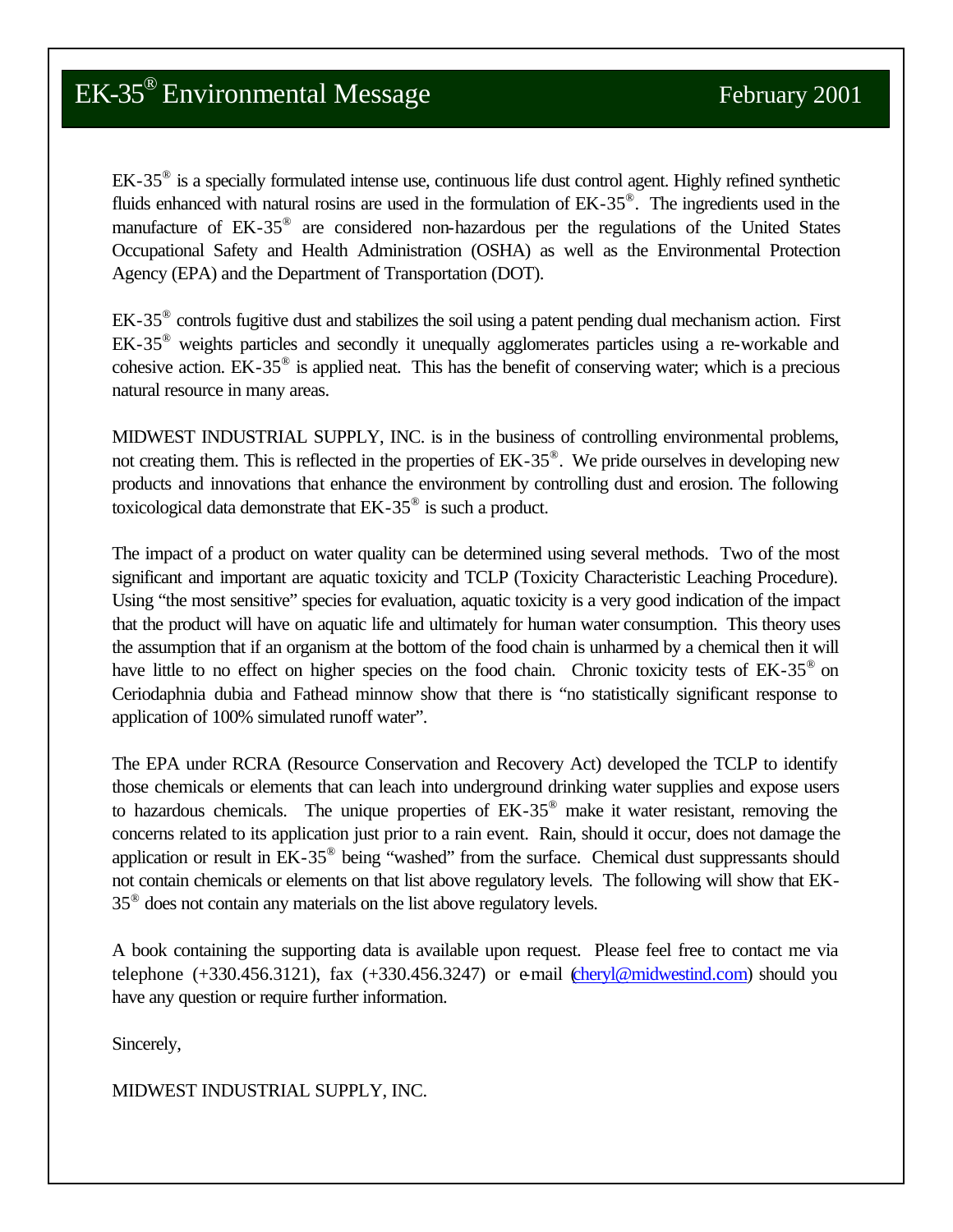# EK-35® Environmental Message

February 2001

EK-35® is a specially formulated intense use, continuous life dust control agent. Highly refined synthetic fluids enhanced with natural rosins are used in the formulation of EK-35®. The ingredients used in the manufacture of EK-35® are considered non-hazardous per the regulations of the United States Occupational Safety and Health Administration (OSHA) as well as the Environmental Protection Agency (EPA) and the Department of Transportation (DOT).

EK-35® controls fugitive dust and stabilizes the soil using a patent pending dual mechanism action. First EK-35® weights particles and secondly it unequally agglomerates particles using a re-workable and cohesive action. EK-35® is applied neat. This has the benefit of conserving water; which is a precious natural resource in many areas.

MIDWEST INDUSTRIAL SUPPLY, INC. is in the business of controlling environmental problems, not creating them. This is reflected in the properties of EK-35®. We pride ourselves in developing new products and innovations that enhance the environment by controlling dust and erosion. The following toxicological data demonstrate that EK-35® is such a product.

The impact of a product on water quality can be determined using several methods. Two of the most significant and important are aquatic toxicity and TCLP (Toxicity Characteristic Leaching Procedure). Using "the most sensitive" species for evaluation, aquatic toxicity is a very good indication of the impact that the product will have on aquatic life and ultimately for human water consumption. This theory uses the assumption that if an organism at the bottom of the food chain is unharmed by a chemical then it will have little to no effect on higher species on the food chain. Chronic toxicity tests of EK-35® on Ceriodaphnia dubia and Fathead minnow show that there is "no statistically significant response to application of 100% simulated runoff water".

The EPA under RCRA (Resource Conservation and Recovery Act) developed the TCLP to identify those chemicals or elements that can leach into underground drinking water supplies and expose users to hazardous chemicals. The unique properties of EK-35® make it water resistant, removing the concerns related to its application just prior to a rain event. Rain, should it occur, does not damage the application or result in EK-35® being "washed" from the surface. Chemical dust suppressants should not contain chemicals or elements on that list above regulatory levels. The following will show that EK-35® does not contain any materials on the list above regulatory levels.

A book containing the supporting data is available upon request. Please feel free to contact me via telephone (+330.456.3121), fax (+330.456.3247) or e-mail (cheryl@midwestind.com) should you have any question or require further information.

Sincerely,

MIDWEST INDUSTRIAL SUPPLY, INC.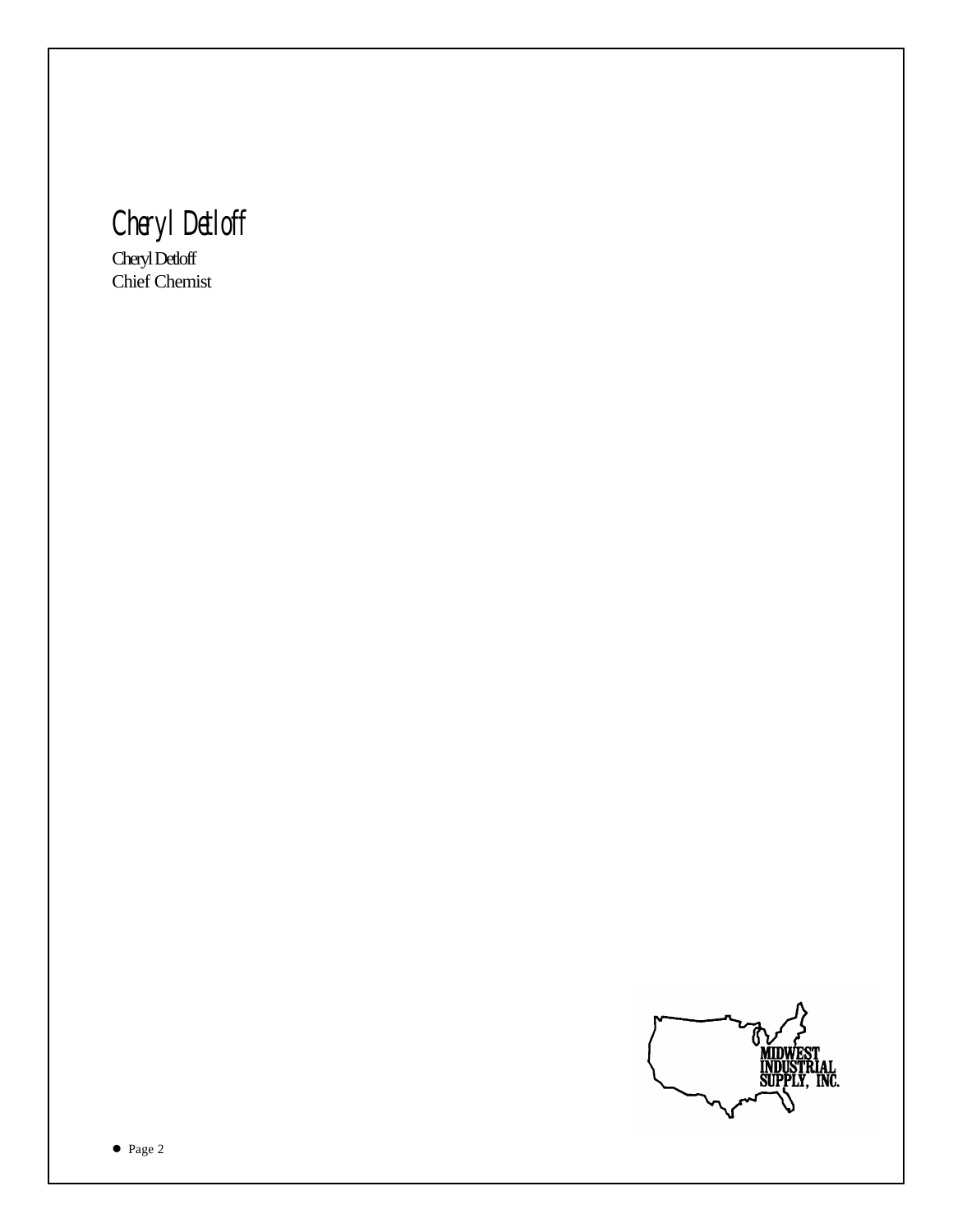Cheryl Detloff

Cheryl Detloff
Chief Chemist

MIDWEST
INDUSTRIAL
SUPPLY, INC.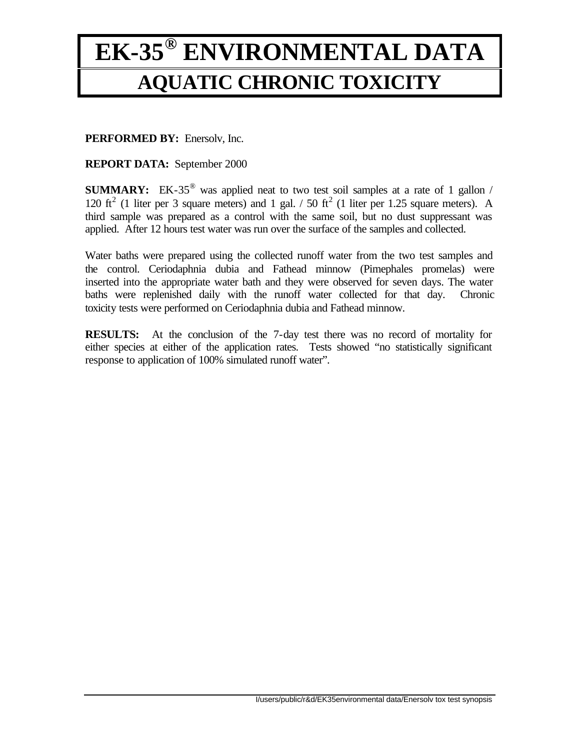# EK-35® ENVIRONMENTAL DATA

## AQUATIC CHRONIC TOXICITY

**PERFORMED BY:** Enersolv, Inc.

**REPORT DATA:** September 2000

**SUMMARY:** EK-35® was applied neat to two test soil samples at a rate of 1 gallon / 120 $ft^2$ (1 liter per 3 square meters) and 1 gal. / 50 $ft^2$ (1 liter per 1.25 square meters). A third sample was prepared as a control with the same soil, but no dust suppressant was applied. After 12 hours test water was run over the surface of the samples and collected.

Water baths were prepared using the collected runoff water from the two test samples and the control. Ceriodaphnia dubia and Fathead minnow (Pimephales promelas) were inserted into the appropriate water bath and they were observed for seven days. The water baths were replenished daily with the runoff water collected for that day. Chronic toxicity tests were performed on Ceriodaphnia dubia and Fathead minnow.

**RESULTS:** At the conclusion of the 7-day test there was no record of mortality for either species at either of the application rates. Tests showed "no statistically significant response to application of 100% simulated runoff water".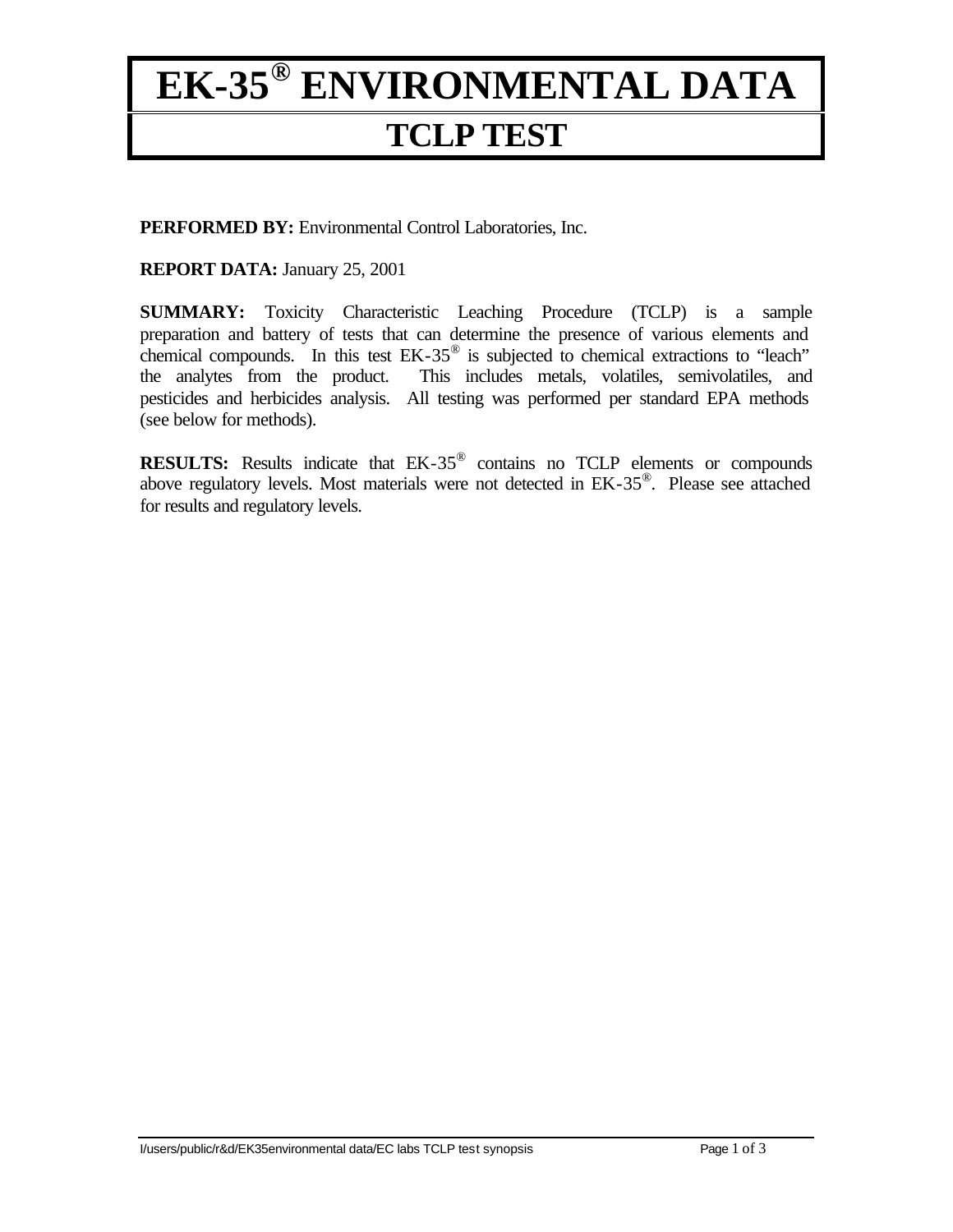# EK-35® ENVIRONMENTAL DATA

## TCLP TEST

**PERFORMED BY:** Environmental Control Laboratories, Inc.

**REPORT DATA:** January 25, 2001

**SUMMARY:** Toxicity Characteristic Leaching Procedure (TCLP) is a sample preparation and battery of tests that can determine the presence of various elements and chemical compounds. In this test EK-35® is subjected to chemical extractions to "leach" the analytes from the product. This includes metals, volatiles, semivolatiles, and pesticides and herbicides analysis. All testing was performed per standard EPA methods (see below for methods).

**RESULTS:** Results indicate that EK-35® contains no TCLP elements or compounds above regulatory levels. Most materials were not detected in EK-35®. Please see attached for results and regulatory levels.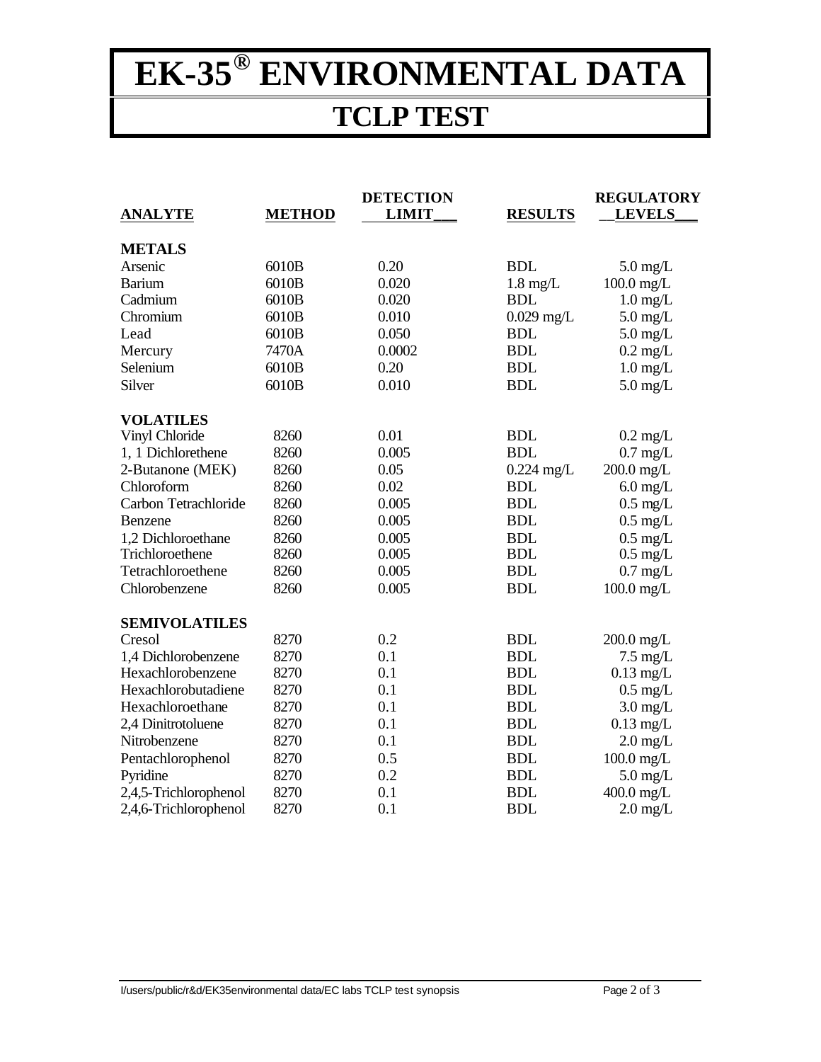# EK-35® ENVIRONMENTAL DATA

## TCLP TEST

| ANALYTE | METHOD | DETECTION LIMIT | RESULTS | REGULATORY LEVELS |
|---|---|---|---|---|
| **METALS** | | | | |
| Arsenic | 6010B | 0.20 | BDL | 5.0 mg/L |
| Barium | 6010B | 0.020 | 1.8 mg/L | 100.0 mg/L |
| Cadmium | 6010B | 0.020 | BDL | 1.0 mg/L |
| Chromium | 6010B | 0.010 | 0.029 mg/L | 5.0 mg/L |
| Lead | 6010B | 0.050 | BDL | 5.0 mg/L |
| Mercury | 7470A | 0.0002 | BDL | 0.2 mg/L |
| Selenium | 6010B | 0.20 | BDL | 1.0 mg/L |
| Silver | 6010B | 0.010 | BDL | 5.0 mg/L |
| **VOLATILES** | | | | |
| Vinyl Chloride | 8260 | 0.01 | BDL | 0.2 mg/L |
| 1, 1 Dichlorethene | 8260 | 0.005 | BDL | 0.7 mg/L |
| 2-Butanone (MEK) | 8260 | 0.05 | 0.224 mg/L | 200.0 mg/L |
| Chloroform | 8260 | 0.02 | BDL | 6.0 mg/L |
| Carbon Tetrachloride | 8260 | 0.005 | BDL | 0.5 mg/L |
| Benzene | 8260 | 0.005 | BDL | 0.5 mg/L |
| 1,2 Dichloroethane | 8260 | 0.005 | BDL | 0.5 mg/L |
| Trichloroethene | 8260 | 0.005 | BDL | 0.5 mg/L |
| Tetrachloroethene | 8260 | 0.005 | BDL | 0.7 mg/L |
| Chlorobenzene | 8260 | 0.005 | BDL | 100.0 mg/L |
| **SEMIVOLATILES** | | | | |
| Cresol | 8270 | 0.2 | BDL | 200.0 mg/L |
| 1,4 Dichlorobenzene | 8270 | 0.1 | BDL | 7.5 mg/L |
| Hexachlorobenzene | 8270 | 0.1 | BDL | 0.13 mg/L |
| Hexachlorobutadiene | 8270 | 0.1 | BDL | 0.5 mg/L |
| Hexachloroethane | 8270 | 0.1 | BDL | 3.0 mg/L |
| 2,4 Dinitrotoluene | 8270 | 0.1 | BDL | 0.13 mg/L |
| Nitrobenzene | 8270 | 0.1 | BDL | 2.0 mg/L |
| Pentachlorophenol | 8270 | 0.5 | BDL | 100.0 mg/L |
| Pyridine | 8270 | 0.2 | BDL | 5.0 mg/L |
| 2,4,5-Trichlorophenol | 8270 | 0.1 | BDL | 400.0 mg/L |
| 2,4,6-Trichlorophenol | 8270 | 0.1 | BDL | 2.0 mg/L |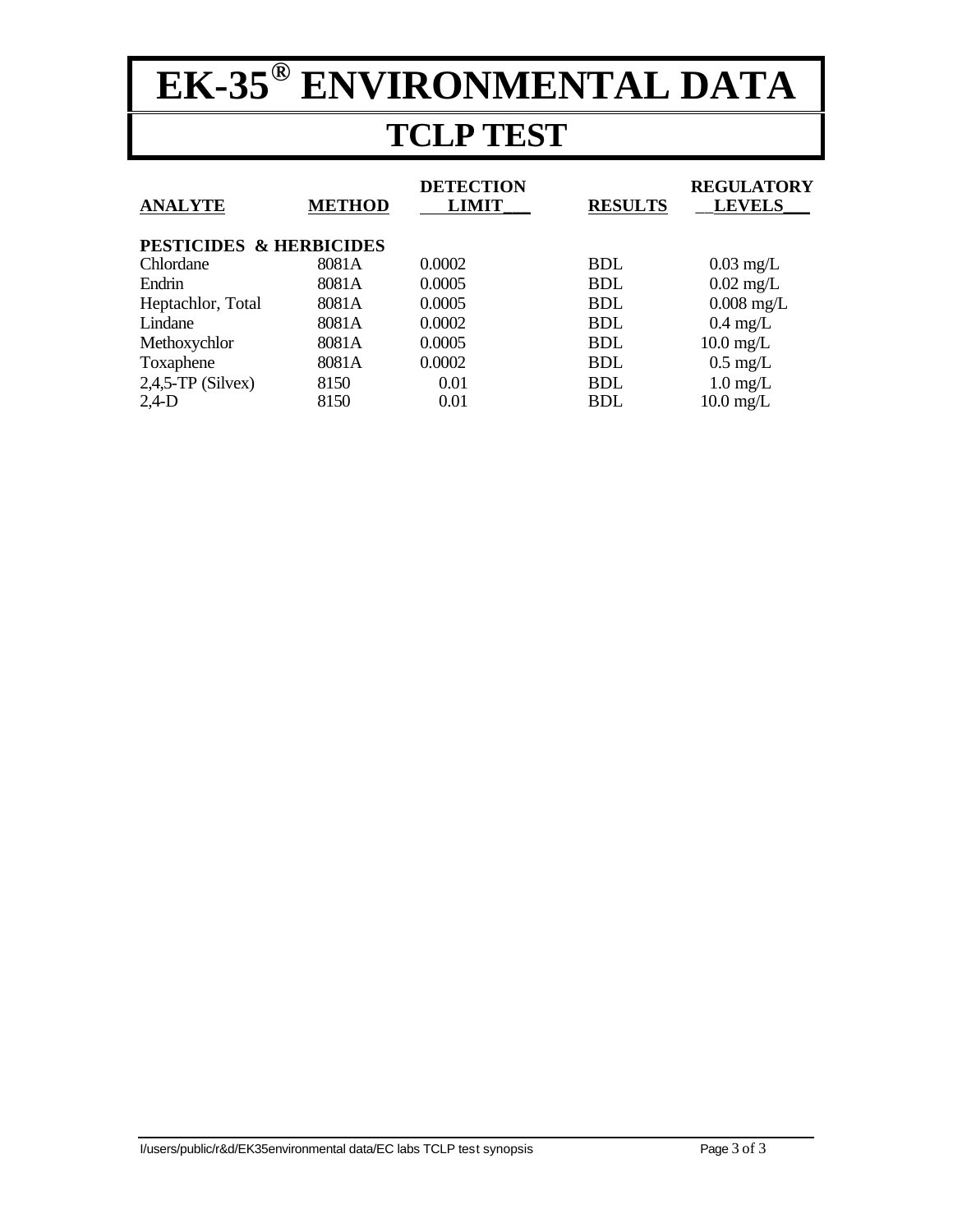# EK-35® ENVIRONMENTAL DATA

## TCLP TEST

| ANALYTE | METHOD | DETECTION LIMIT | RESULTS | REGULATORY LEVELS |
|---|---|---|---|---|
| **PESTICIDES & HERBICIDES** | | | | |
| Chlordane | 8081A | 0.0002 | BDL | 0.03 mg/L |
| Endrin | 8081A | 0.0005 | BDL | 0.02 mg/L |
| Heptachlor, Total | 8081A | 0.0005 | BDL | 0.008 mg/L |
| Lindane | 8081A | 0.0002 | BDL | 0.4 mg/L |
| Methoxychlor | 8081A | 0.0005 | BDL | 10.0 mg/L |
| Toxaphene | 8081A | 0.0002 | BDL | 0.5 mg/L |
| 2,4,5-TP (Silvex) | 8150 | 0.01 | BDL | 1.0 mg/L |
| 2,4-D | 8150 | 0.01 | BDL | 10.0 mg/L |